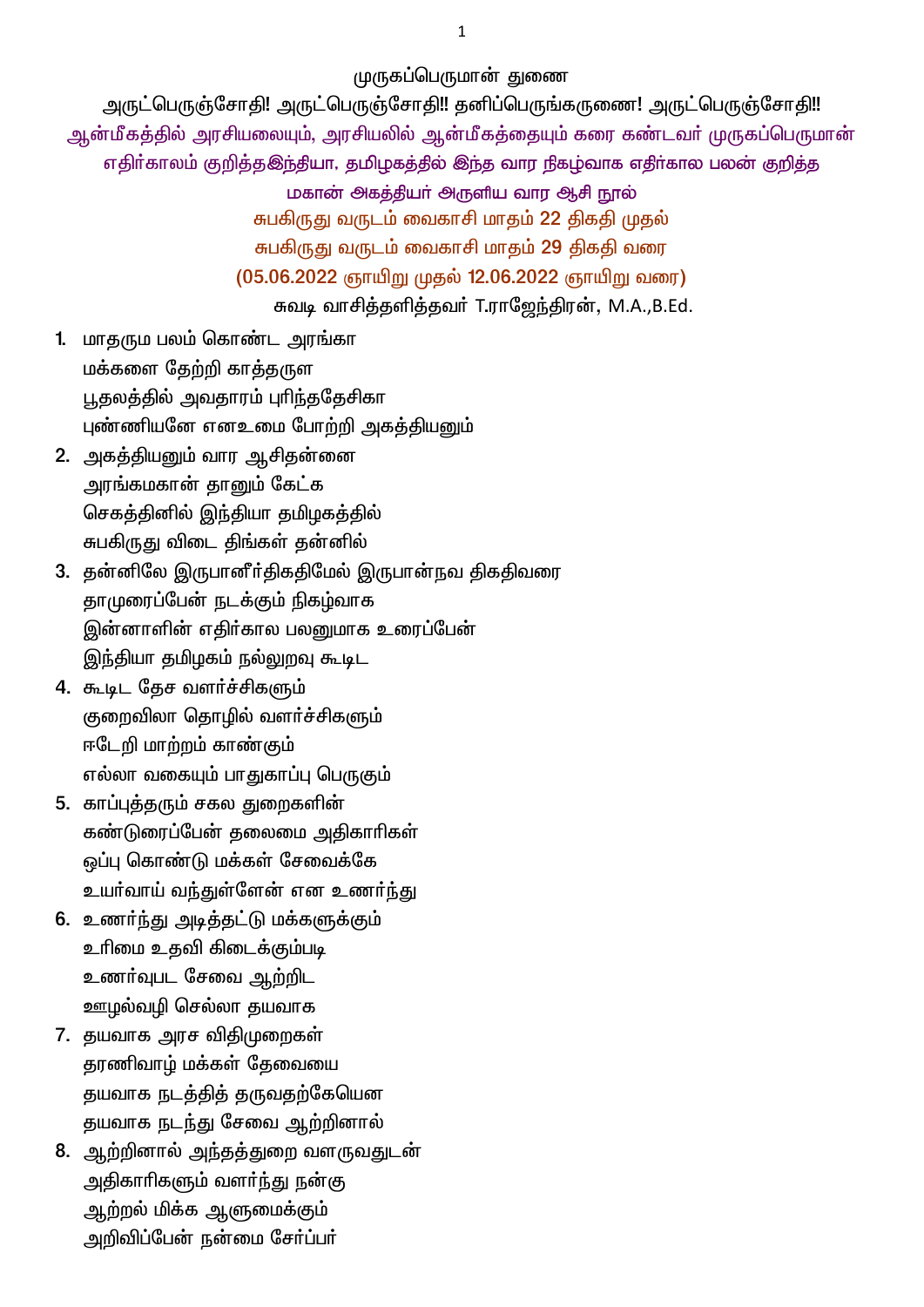முருகப்பெருமான் துணை

அருட்பெருஞ்சோதி! அருட்பெருஞ்சோதி!! தனிப்பெருங்கருணை! அருட்பெருஞ்சோதி!!

ஆன்மீகத்தில் அரசியலையும், அரசியலில் ஆன்மீகத்தையும் கரை கண்டவர் முருகப்பெருமான்

எதிர்காலம் குறித்தஇந்தியா, தமிழகத்தில் இந்த வார நிகழ்வாக எதிர்கால பலன் குறித்த மகான் அகத்தியர் அருளிய வார ஆசி நூல்

சுபகிருது வருடம் வைகாசி மாதம் 22 திகதி முதல்

சுபகிருது வருடம் வைகாசி மாதம் 29 திகதி வரை

(05.06.2022 ஞாயிறு முதல் 12.06.2022 ஞாயிறு வரை)

சுவடி வாசித்தளித்தவர் T.ராஜேந்திரன், M.A.,B.Ed.

1. மாதரும பலம் கொண்ட அரங்கா
   மக்களை தேற்றி காத்தருள
   பூதலத்தில் அவதாரம் புரிந்ததேசிகா
   புண்ணியனே எனஉமை போற்றி அகத்தியனும்
2. அகத்தியனும் வார ஆசிதன்னை
   அரங்கமகான் தானும் கேட்க
   செகத்தினில் இந்தியா தமிழகத்தில்
   சுபகிருது விடை திங்கள் தன்னில்
3. தன்னிலே இருபானீர்திகதிமேல் இருபான்நவ திகதிவரை
   தாமுரைப்பேன் நடக்கும் நிகழ்வாக
   இன்னாளின் எதிர்கால பலனுமாக உரைப்பேன்
   இந்தியா தமிழகம் நல்லுறவு கூடிட
4. கூடிட தேச வளர்ச்சிகளும்
   குறைவிலா தொழில் வளர்ச்சிகளும்
   ஈடேறி மாற்றம் காண்கும்
   எல்லா வகையும் பாதுகாப்பு பெருகும்
5. காப்புத்தரும் சகல துறைகளின்
   கண்டுரைப்பேன் தலைமை அதிகாரிகள்
   ஒப்பு கொண்டு மக்கள் சேவைக்கே
   உயர்வாய் வந்துள்ளேன் என உணர்ந்து
6. உணர்ந்து அடித்தட்டு மக்களுக்கும்
   உரிமை உதவி கிடைக்கும்படி
   உணர்வுபட சேவை ஆற்றிட
   ஊழல்வழி செல்லா தயவாக
7. தயவாக அரச விதிமுறைகள்
   தரணிவாழ் மக்கள் தேவையை
   தயவாக நடத்தித் தருவதற்கேயென
   தயவாக நடந்து சேவை ஆற்றினால்
8. ஆற்றினால் அந்தத்துறை வளருவதுடன்
   அதிகாரிகளும் வளர்ந்து நன்கு
   ஆற்றல் மிக்க ஆளுமைக்கும்
   அறிவிப்பேன் நன்மை சேர்ப்பர்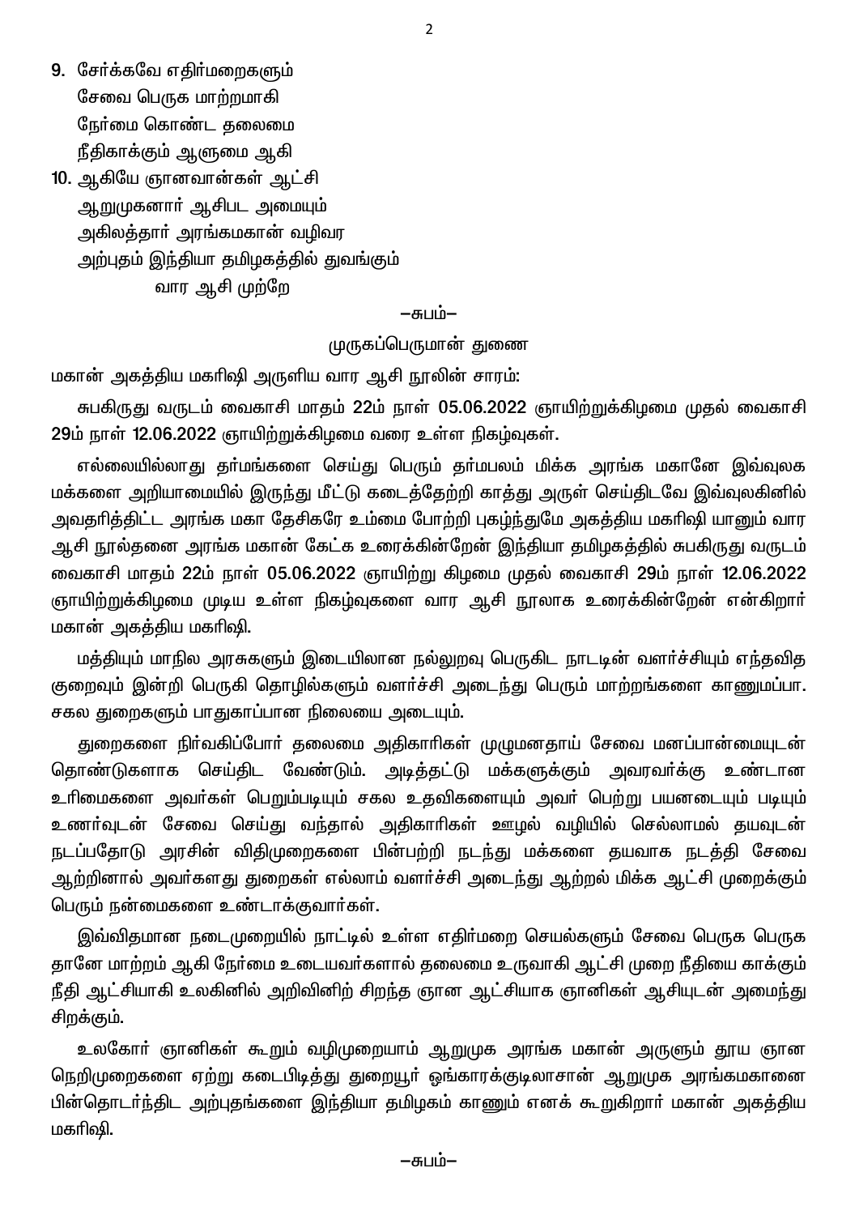9. சேர்க்கவே எதிர்மறைகளும்
   சேவை பெருக மாற்றமாகி
   நேர்மை கொண்ட தலைமை
   நீதிகாக்கும் ஆளுமை ஆகி
10. ஆகியே ஞானவான்கள் ஆட்சி
   ஆறுமுகனார் ஆசிபட அமையும்
   அகிலத்தார் அரங்கமகான் வழிவர
   அற்புதம் இந்தியா தமிழகத்தில் துவங்கும்
   வார ஆசி முற்றே

–சுபம்–

முருகப்பெருமான் துணை

மகான் அகத்திய மகரிஷி அருளிய வார ஆசி நூலின் சாரம்:

சுபகிருது வருடம் வைகாசி மாதம் 22ம் நாள் 05.06.2022 ஞாயிற்றுக்கிழமை முதல் வைகாசி 29ம் நாள் 12.06.2022 ஞாயிற்றுக்கிழமை வரை உள்ள நிகழ்வுகள்.

எல்லையில்லாது தர்மங்களை செய்து பெரும் தர்மபலம் மிக்க அரங்க மகானே இவ்வுலக மக்களை அறியாமையில் இருந்து மீட்டு கடைத்தேற்றி காத்து அருள் செய்திடவே இவ்வுலகினில் அவதரித்திட்ட அரங்க மகா தேசிகரே உம்மை போற்றி புகழ்ந்துமே அகத்திய மகரிஷி யானும் வார ஆசி நூல்தனை அரங்க மகான் கேட்க உரைக்கின்றேன் இந்தியா தமிழகத்தில் சுபகிருது வருடம் வைகாசி மாதம் 22ம் நாள் 05.06.2022 ஞாயிற்று கிழமை முதல் வைகாசி 29ம் நாள் 12.06.2022 ஞாயிற்றுக்கிழமை முடிய உள்ள நிகழ்வுகளை வார ஆசி நூலாக உரைக்கின்றேன் என்கிறார் மகான் அகத்திய மகரிஷி.

மத்தியும் மாநில அரசுகளும் இடையிலான நல்லுறவு பெருகிட நாடடின் வளர்ச்சியும் எந்தவித குறைவும் இன்றி பெருகி தொழில்களும் வளர்ச்சி அடைந்து பெரும் மாற்றங்களை காணுமப்பா. சகல துறைகளும் பாதுகாப்பான நிலையை அடையும்.

துறைகளை நிர்வகிப்போர் தலைமை அதிகாரிகள் முழுமனதாய் சேவை மனப்பான்மையுடன் தொண்டுகளாக செய்திட வேண்டும். அடித்தட்டு மக்களுக்கும் அவரவர்க்கு உண்டான உரிமைகளை அவர்கள் பெறும்படியும் சகல உதவிகளையும் அவர் பெற்று பயனடையும் படியும் உணர்வுடன் சேவை செய்து வந்தால் அதிகாரிகள் ஊழல் வழியில் செல்லாமல் தயவுடன் நடப்பதோடு அரசின் விதிமுறைகளை பின்பற்றி நடந்து மக்களை தயவாக நடத்தி சேவை ஆற்றினால் அவர்களது துறைகள் எல்லாம் வளர்ச்சி அடைந்து ஆற்றல் மிக்க ஆட்சி முறைக்கும் பெரும் நன்மைகளை உண்டாக்குவார்கள்.

இவ்விதமான நடைமுறையில் நாட்டில் உள்ள எதிர்மறை செயல்களும் சேவை பெருக பெருக தானே மாற்றம் ஆகி நேர்மை உடையவர்களால் தலைமை உருவாகி ஆட்சி முறை நீதியை காக்கும் நீதி ஆட்சியாகி உலகினில் அறிவினிற் சிறந்த ஞான ஆட்சியாக ஞானிகள் ஆசியுடன் அமைந்து சிறக்கும்.

உலகோர் ஞானிகள் கூறும் வழிமுறையாம் ஆறுமுக அரங்க மகான் அருளும் தூய ஞான நெறிமுறைகளை ஏற்று கடைபிடித்து துறையூர் ஓங்காரக்குடிலாசான் ஆறுமுக அரங்கமகானை பின்தொடர்ந்திட அற்புதங்களை இந்தியா தமிழகம் காணும் எனக் கூறுகிறார் மகான் அகத்திய மகரிஷி.

–சுபம்–